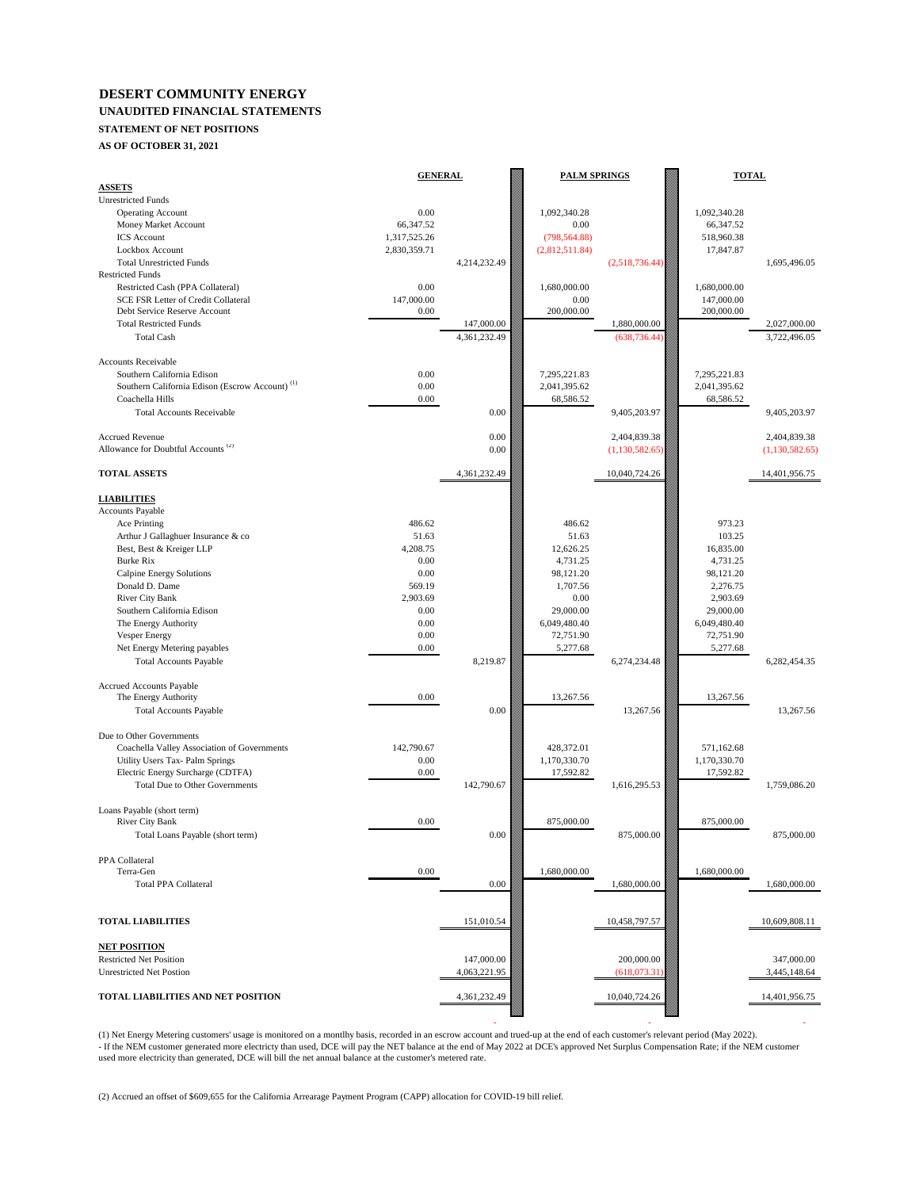# DESERT COMMUNITY ENERGY

## UNAUDITED FINANCIAL STATEMENTS

### STATEMENT OF NET POSITIONS

### AS OF OCTOBER 31, 2021

| | GENERAL | | PALM SPRINGS | | TOTAL | |
|---|---|---|---|---|---|---|
| **ASSETS** | | | | | | |
| Unrestricted Funds | | | | | | |
| Operating Account | 0.00 | | 1,092,340.28 | | 1,092,340.28 | |
| Money Market Account | 66,347.52 | | 0.00 | | 66,347.52 | |
| ICS Account | 1,317,525.26 | | (798,564.88) | | 518,960.38 | |
| Lockbox Account | 2,830,359.71 | | (2,812,511.84) | | 17,847.87 | |
| Total Unrestricted Funds | | 4,214,232.49 | | (2,518,736.44) | | 1,695,496.05 |
| Restricted Funds | | | | | | |
| Restricted Cash (PPA Collateral) | 0.00 | | 1,680,000.00 | | 1,680,000.00 | |
| SCE FSR Letter of Credit Collateral | 147,000.00 | | 0.00 | | 147,000.00 | |
| Debt Service Reserve Account | 0.00 | | 200,000.00 | | 200,000.00 | |
| Total Restricted Funds | | 147,000.00 | | 1,880,000.00 | | 2,027,000.00 |
| Total Cash | | 4,361,232.49 | | (638,736.44) | | 3,722,496.05 |
| | | | | | | |
| Accounts Receivable | | | | | | |
| Southern California Edison | 0.00 | | 7,295,221.83 | | 7,295,221.83 | |
| Southern California Edison (Escrow Account) [1] | 0.00 | | 2,041,395.62 | | 2,041,395.62 | |
| Coachella Hills | 0.00 | | 68,586.52 | | 68,586.52 | |
| Total Accounts Receivable | | 0.00 | | 9,405,203.97 | | 9,405,203.97 |
| | | | | | | |
| Accrued Revenue | | 0.00 | | 2,404,839.38 | | 2,404,839.38 |
| Allowance for Doubtful Accounts [2] | | 0.00 | | (1,130,582.65) | | (1,130,582.65) |
| | | | | | | |
| **TOTAL ASSETS** | | 4,361,232.49 | | 10,040,724.26 | | 14,401,956.75 |
| | | | | | | |
| **LIABILITIES** | | | | | | |
| Accounts Payable | | | | | | |
| Ace Printing | 486.62 | | 486.62 | | 973.23 | |
| Arthur J Gallaghuer Insurance & co | 51.63 | | 51.63 | | 103.25 | |
| Best, Best & Kreiger LLP | 4,208.75 | | 12,626.25 | | 16,835.00 | |
| Burke Rix | 0.00 | | 4,731.25 | | 4,731.25 | |
| Calpine Energy Solutions | 0.00 | | 98,121.20 | | 98,121.20 | |
| Donald D. Dame | 569.19 | | 1,707.56 | | 2,276.75 | |
| River City Bank | 2,903.69 | | 0.00 | | 2,903.69 | |
| Southern California Edison | 0.00 | | 29,000.00 | | 29,000.00 | |
| The Energy Authority | 0.00 | | 6,049,480.40 | | 6,049,480.40 | |
| Vesper Energy | 0.00 | | 72,751.90 | | 72,751.90 | |
| Net Energy Metering payables | 0.00 | | 5,277.68 | | 5,277.68 | |
| Total Accounts Payable | | 8,219.87 | | 6,274,234.48 | | 6,282,454.35 |
| | | | | | | |
| Accrued Accounts Payable | | | | | | |
| The Energy Authority | 0.00 | | 13,267.56 | | 13,267.56 | |
| Total Accounts Payable | | 0.00 | | 13,267.56 | | 13,267.56 |
| | | | | | | |
| Due to Other Governments | | | | | | |
| Coachella Valley Association of Governments | 142,790.67 | | 428,372.01 | | 571,162.68 | |
| Utility Users Tax- Palm Springs | 0.00 | | 1,170,330.70 | | 1,170,330.70 | |
| Electric Energy Surcharge (CDTFA) | 0.00 | | 17,592.82 | | 17,592.82 | |
| Total Due to Other Governments | | 142,790.67 | | 1,616,295.53 | | 1,759,086.20 |
| | | | | | | |
| Loans Payable (short term) | | | | | | |
| River City Bank | 0.00 | | 875,000.00 | | 875,000.00 | |
| Total Loans Payable (short term) | | 0.00 | | 875,000.00 | | 875,000.00 |
| | | | | | | |
| PPA Collateral | | | | | | |
| Terra-Gen | 0.00 | | 1,680,000.00 | | 1,680,000.00 | |
| Total PPA Collateral | | 0.00 | | 1,680,000.00 | | 1,680,000.00 |
| | | | | | | |
| **TOTAL LIABILITIES** | | 151,010.54 | | 10,458,797.57 | | 10,609,808.11 |
| | | | | | | |
| **NET POSITION** | | | | | | |
| Restricted Net Position | | 147,000.00 | | 200,000.00 | | 347,000.00 |
| Unrestricted Net Postion | | 4,063,221.95 | | (618,073.31) | | 3,445,148.64 |
| | | | | | | |
| **TOTAL LIABILITIES AND NET POSITION** | | 4,361,232.49 | | 10,040,724.26 | | 14,401,956.75 |
| | | - | | - | | - |

(1) Net Energy Metering customers' usage is monitored on a montlhy basis, recorded in an escrow account and trued-up at the end of each customer's relevant period (May 2022).
- If the NEM customer generated more electricty than used, DCE will pay the NET balance at the end of May 2022 at DCE's approved Net Surplus Compensation Rate; if the NEM customer used more electricity than generated, DCE will bill the net annual balance at the customer's metered rate.

(2) Accrued an offset of $609,655 for the California Arrearage Payment Program (CAPP) allocation for COVID-19 bill relief.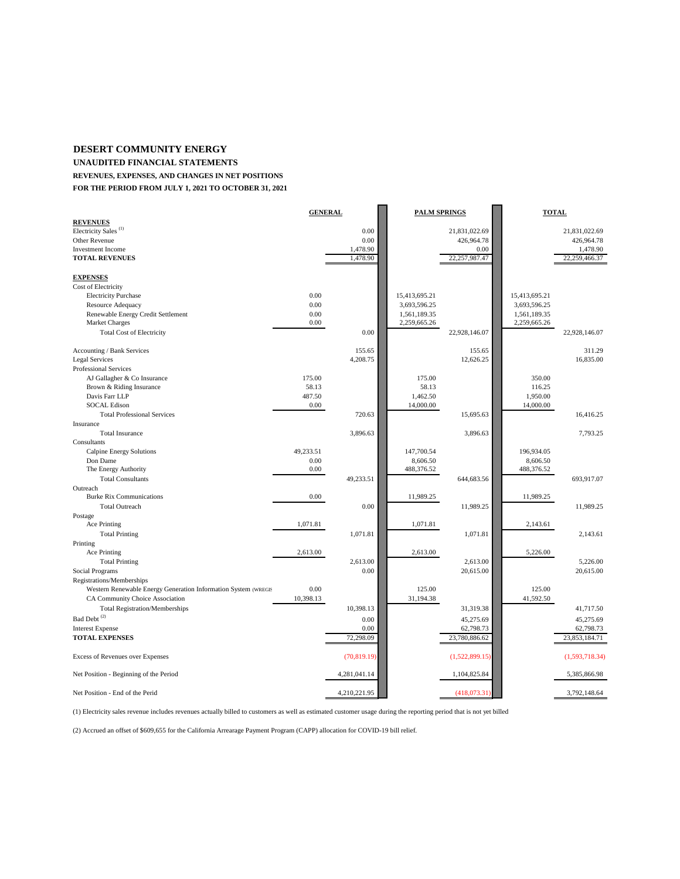# DESERT COMMUNITY ENERGY

## UNAUDITED FINANCIAL STATEMENTS

### REVENUES, EXPENSES, AND CHANGES IN NET POSITIONS

### FOR THE PERIOD FROM JULY 1, 2021 TO OCTOBER 31, 2021

| | GENERAL | | PALM SPRINGS | | TOTAL | |
|---|---|---|---|---|---|---|
| **REVENUES** | | | | | | |
| Electricity Sales [(1)] | | 0.00 | | 21,831,022.69 | | 21,831,022.69 |
| Other Revenue | | 0.00 | | 426,964.78 | | 426,964.78 |
| Investment Income | | 1,478.90 | | 0.00 | | 1,478.90 |
| **TOTAL REVENUES** | | 1,478.90 | | 22,257,987.47 | | 22,259,466.37 |
| | | | | | | |
| **EXPENSES** | | | | | | |
| Cost of Electricity | | | | | | |
| Electricity Purchase | 0.00 | | 15,413,695.21 | | 15,413,695.21 | |
| Resource Adequacy | 0.00 | | 3,693,596.25 | | 3,693,596.25 | |
| Renewable Energy Credit Settlement | 0.00 | | 1,561,189.35 | | 1,561,189.35 | |
| Market Charges | 0.00 | | 2,259,665.26 | | 2,259,665.26 | |
| Total Cost of Electricity | | 0.00 | | 22,928,146.07 | | 22,928,146.07 |
| | | | | | | |
| Accounting / Bank Services | | 155.65 | | 155.65 | | 311.29 |
| Legal Services | | 4,208.75 | | 12,626.25 | | 16,835.00 |
| Professional Services | | | | | | |
| AJ Gallagher & Co Insurance | 175.00 | | 175.00 | | 350.00 | |
| Brown & Riding Insurance | 58.13 | | 58.13 | | 116.25 | |
| Davis Farr LLP | 487.50 | | 1,462.50 | | 1,950.00 | |
| SOCAL Edison | 0.00 | | 14,000.00 | | 14,000.00 | |
| Total Professional Services | | 720.63 | | 15,695.63 | | 16,416.25 |
| Insurance | | | | | | |
| Total Insurance | | 3,896.63 | | 3,896.63 | | 7,793.25 |
| Consultants | | | | | | |
| Calpine Energy Solutions | 49,233.51 | | 147,700.54 | | 196,934.05 | |
| Don Dame | 0.00 | | 8,606.50 | | 8,606.50 | |
| The Energy Authority | 0.00 | | 488,376.52 | | 488,376.52 | |
| Total Consultants | | 49,233.51 | | 644,683.56 | | 693,917.07 |
| Outreach | | | | | | |
| Burke Rix Communications | 0.00 | | 11,989.25 | | 11,989.25 | |
| Total Outreach | | 0.00 | | 11,989.25 | | 11,989.25 |
| Postage | | | | | | |
| Ace Printing | 1,071.81 | | 1,071.81 | | 2,143.61 | |
| Total Printing | | 1,071.81 | | 1,071.81 | | 2,143.61 |
| Printing | | | | | | |
| Ace Printing | 2,613.00 | | 2,613.00 | | 5,226.00 | |
| Total Printing | | 2,613.00 | | 2,613.00 | | 5,226.00 |
| Social Programs | | 0.00 | | 20,615.00 | | 20,615.00 |
| Registrations/Memberships | | | | | | |
| Western Renewable Energy Generation Information System (WREGIS | 0.00 | | 125.00 | | 125.00 | |
| CA Community Choice Association | 10,398.13 | | 31,194.38 | | 41,592.50 | |
| Total Registration/Memberships | | 10,398.13 | | 31,319.38 | | 41,717.50 |
| Bad Debt [(2)] | | 0.00 | | 45,275.69 | | 45,275.69 |
| Interest Expense | | 0.00 | | 62,798.73 | | 62,798.73 |
| **TOTAL EXPENSES** | | 72,298.09 | | 23,780,886.62 | | 23,853,184.71 |
| | | | | | | |
| Excess of Revenues over Expenses | | (70,819.19) | | (1,522,899.15) | | (1,593,718.34) |
| | | | | | | |
| Net Position - Beginning of the Period | | 4,281,041.14 | | 1,104,825.84 | | 5,385,866.98 |
| | | | | | | |
| Net Position - End of the Perid | | 4,210,221.95 | | (418,073.31) | | 3,792,148.64 |

(1) Electricity sales revenue includes revenues actually billed to customers as well as estimated customer usage during the reporting period that is not yet billed

(2) Accrued an offset of $609,655 for the California Arrearage Payment Program (CAPP) allocation for COVID-19 bill relief.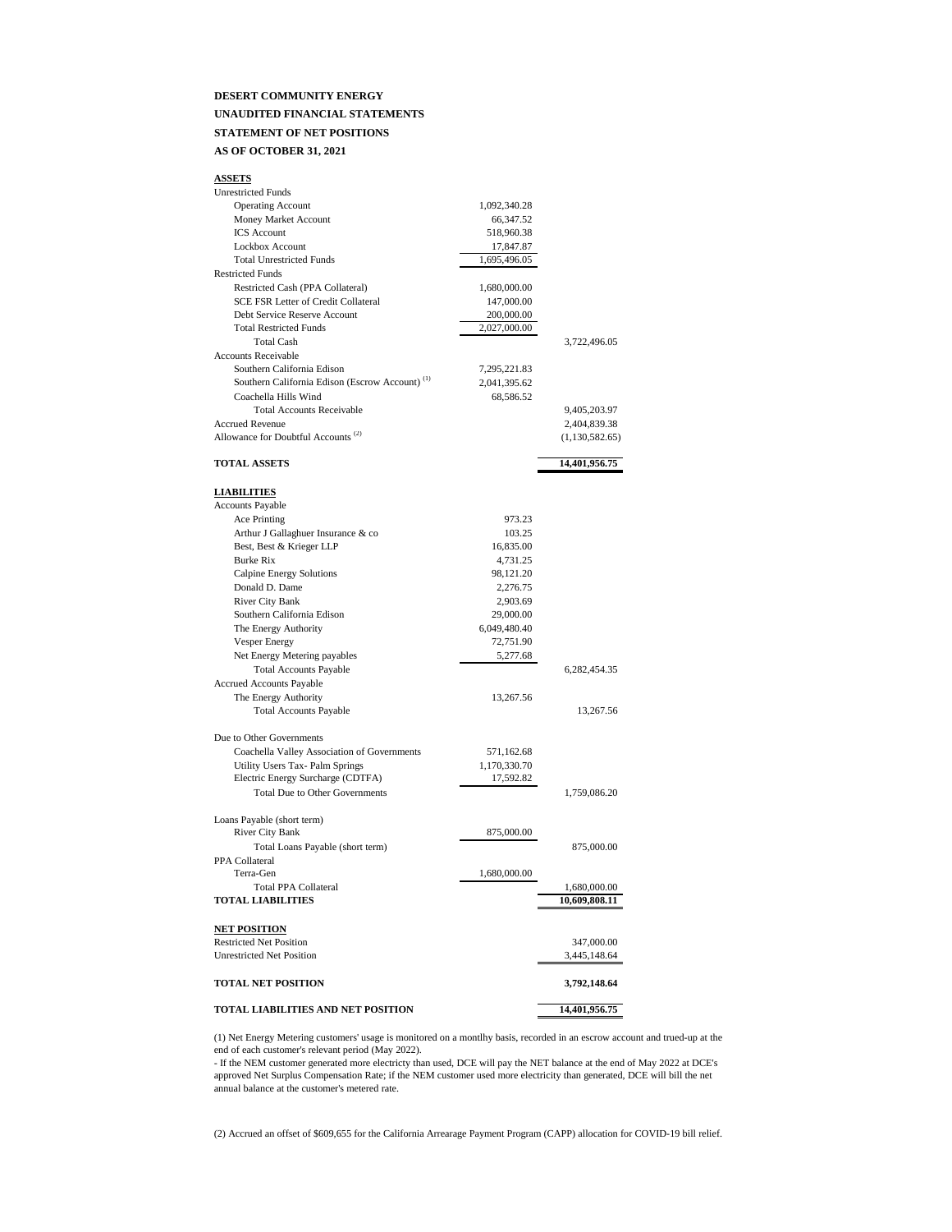**DESERT COMMUNITY ENERGY**

**UNAUDITED FINANCIAL STATEMENTS**

**STATEMENT OF NET POSITIONS**

**AS OF OCTOBER 31, 2021**

| | | |
|---|---|---|
| **ASSETS** | | |
| Unrestricted Funds | | |
| Operating Account | 1,092,340.28 | |
| Money Market Account | 66,347.52 | |
| ICS Account | 518,960.38 | |
| Lockbox Account | 17,847.87 | |
| Total Unrestricted Funds | 1,695,496.05 | |
| Restricted Funds | | |
| Restricted Cash (PPA Collateral) | 1,680,000.00 | |
| SCE FSR Letter of Credit Collateral | 147,000.00 | |
| Debt Service Reserve Account | 200,000.00 | |
| Total Restricted Funds | 2,027,000.00 | |
| Total Cash | | 3,722,496.05 |
| Accounts Receivable | | |
| Southern California Edison | 7,295,221.83 | |
| Southern California Edison (Escrow Account) (1) | 2,041,395.62 | |
| Coachella Hills Wind | 68,586.52 | |
| Total Accounts Receivable | | 9,405,203.97 |
| Accrued Revenue | | 2,404,839.38 |
| Allowance for Doubtful Accounts (2) | | (1,130,582.65) |
| **TOTAL ASSETS** | | **14,401,956.75** |
| **LIABILITIES** | | |
| Accounts Payable | | |
| Ace Printing | 973.23 | |
| Arthur J Gallaghuer Insurance & co | 103.25 | |
| Best, Best & Krieger LLP | 16,835.00 | |
| Burke Rix | 4,731.25 | |
| Calpine Energy Solutions | 98,121.20 | |
| Donald D. Dame | 2,276.75 | |
| River City Bank | 2,903.69 | |
| Southern California Edison | 29,000.00 | |
| The Energy Authority | 6,049,480.40 | |
| Vesper Energy | 72,751.90 | |
| Net Energy Metering payables | 5,277.68 | |
| Total Accounts Payable | | 6,282,454.35 |
| Accrued Accounts Payable | | |
| The Energy Authority | 13,267.56 | |
| Total Accounts Payable | | 13,267.56 |
| Due to Other Governments | | |
| Coachella Valley Association of Governments | 571,162.68 | |
| Utility Users Tax- Palm Springs | 1,170,330.70 | |
| Electric Energy Surcharge (CDTFA) | 17,592.82 | |
| Total Due to Other Governments | | 1,759,086.20 |
| Loans Payable (short term) | | |
| River City Bank | 875,000.00 | |
| Total Loans Payable (short term) | | 875,000.00 |
| PPA Collateral | | |
| Terra-Gen | 1,680,000.00 | |
| Total PPA Collateral | | 1,680,000.00 |
| **TOTAL LIABILITIES** | | **10,609,808.11** |
| **NET POSITION** | | |
| Restricted Net Position | | 347,000.00 |
| Unrestricted Net Position | | 3,445,148.64 |
| **TOTAL NET POSITION** | | **3,792,148.64** |
| **TOTAL LIABILITIES AND NET POSITION** | | **14,401,956.75** |

(1) Net Energy Metering customers' usage is monitored on a montlhy basis, recorded in an escrow account and trued-up at the end of each customer's relevant period (May 2022).
- If the NEM customer generated more electricty than used, DCE will pay the NET balance at the end of May 2022 at DCE's approved Net Surplus Compensation Rate; if the NEM customer used more electricity than generated, DCE will bill the net annual balance at the customer's metered rate.

(2) Accrued an offset of $609,655 for the California Arrearage Payment Program (CAPP) allocation for COVID-19 bill relief.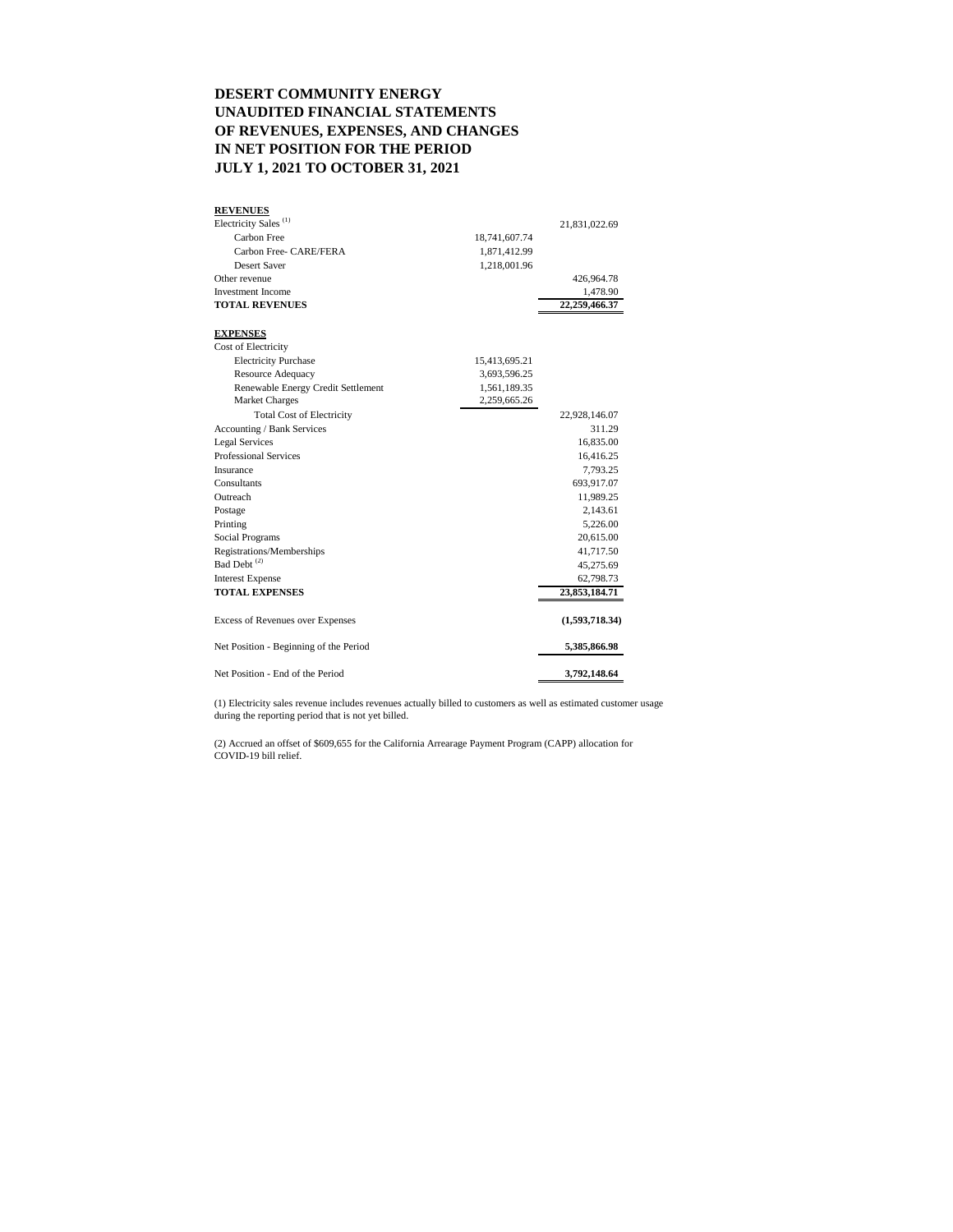# DESERT COMMUNITY ENERGY
# UNAUDITED FINANCIAL STATEMENTS
# OF REVENUES, EXPENSES, AND CHANGES
# IN NET POSITION FOR THE PERIOD
# JULY 1, 2021 TO OCTOBER 31, 2021

| | | |
|---|---|---|
| **REVENUES** | | |
| Electricity Sales [(1)] | | 21,831,022.69 |
| Carbon Free | 18,741,607.74 | |
| Carbon Free- CARE/FERA | 1,871,412.99 | |
| Desert Saver | 1,218,001.96 | |
| Other revenue | | 426,964.78 |
| Investment Income | | 1,478.90 |
| **TOTAL REVENUES** | | **22,259,466.37** |
| | | |
| **EXPENSES** | | |
| Cost of Electricity | | |
| Electricity Purchase | 15,413,695.21 | |
| Resource Adequacy | 3,693,596.25 | |
| Renewable Energy Credit Settlement | 1,561,189.35 | |
| Market Charges | 2,259,665.26 | |
| Total Cost of Electricity | | 22,928,146.07 |
| Accounting / Bank Services | | 311.29 |
| Legal Services | | 16,835.00 |
| Professional Services | | 16,416.25 |
| Insurance | | 7,793.25 |
| Consultants | | 693,917.07 |
| Outreach | | 11,989.25 |
| Postage | | 2,143.61 |
| Printing | | 5,226.00 |
| Social Programs | | 20,615.00 |
| Registrations/Memberships | | 41,717.50 |
| Bad Debt [(2)] | | 45,275.69 |
| Interest Expense | | 62,798.73 |
| **TOTAL EXPENSES** | | **23,853,184.71** |
| | | |
| Excess of Revenues over Expenses | | **(1,593,718.34)** |
| | | |
| Net Position - Beginning of the Period | | **5,385,866.98** |
| | | |
| Net Position - End of the Period | | **3,792,148.64** |

(1) Electricity sales revenue includes revenues actually billed to customers as well as estimated customer usage during the reporting period that is not yet billed.

(2) Accrued an offset of $609,655 for the California Arrearage Payment Program (CAPP) allocation for COVID-19 bill relief.